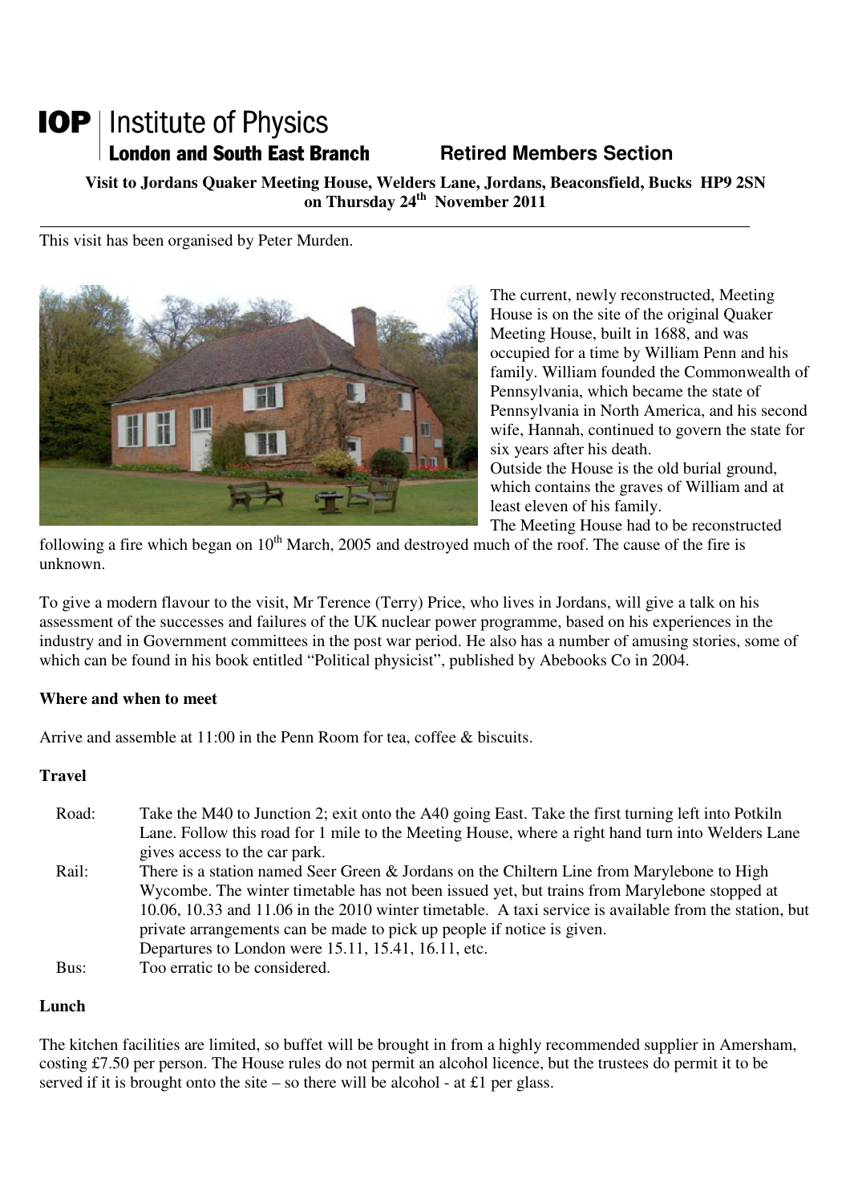# IOP | Institute of Physics
**London and South East Branch** **Retired Members Section**

**Visit to Jordans Quaker Meeting House, Welders Lane, Jordans, Beaconsfield, Bucks HP9 2SN on Thursday 24th November 2011**

---

This visit has been organised by Peter Murden.

The current, newly reconstructed, Meeting House is on the site of the original Quaker Meeting House, built in 1688, and was occupied for a time by William Penn and his family. William founded the Commonwealth of Pennsylvania, which became the state of Pennsylvania in North America, and his second wife, Hannah, continued to govern the state for six years after his death.

Outside the House is the old burial ground, which contains the graves of William and at least eleven of his family.

The Meeting House had to be reconstructed following a fire which began on 10th March, 2005 and destroyed much of the roof. The cause of the fire is unknown.

To give a modern flavour to the visit, Mr Terence (Terry) Price, who lives in Jordans, will give a talk on his assessment of the successes and failures of the UK nuclear power programme, based on his experiences in the industry and in Government committees in the post war period. He also has a number of amusing stories, some of which can be found in his book entitled "Political physicist", published by Abebooks Co in 2004.

**Where and when to meet**

Arrive and assemble at 11:00 in the Penn Room for tea, coffee & biscuits.

**Travel**

Road: Take the M40 to Junction 2; exit onto the A40 going East. Take the first turning left into Potkiln Lane. Follow this road for 1 mile to the Meeting House, where a right hand turn into Welders Lane gives access to the car park.

Rail: There is a station named Seer Green & Jordans on the Chiltern Line from Marylebone to High Wycombe. The winter timetable has not been issued yet, but trains from Marylebone stopped at 10.06, 10.33 and 11.06 in the 2010 winter timetable. A taxi service is available from the station, but private arrangements can be made to pick up people if notice is given.
Departures to London were 15.11, 15.41, 16.11, etc.

Bus: Too erratic to be considered.

**Lunch**

The kitchen facilities are limited, so buffet will be brought in from a highly recommended supplier in Amersham, costing £7.50 per person. The House rules do not permit an alcohol licence, but the trustees do permit it to be served if it is brought onto the site – so there will be alcohol - at £1 per glass.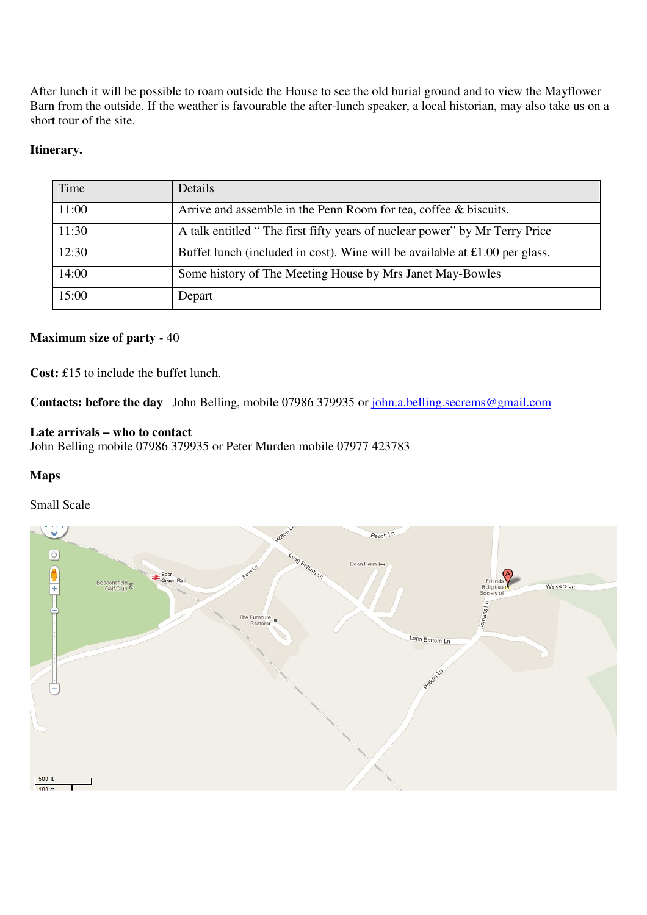After lunch it will be possible to roam outside the House to see the old burial ground and to view the Mayflower Barn from the outside. If the weather is favourable the after-lunch speaker, a local historian, may also take us on a short tour of the site.

**Itinerary.**

| Time | Details |
|---|---|
| 11:00 | Arrive and assemble in the Penn Room for tea, coffee & biscuits. |
| 11:30 | A talk entitled " The first fifty years of nuclear power" by Mr Terry Price |
| 12:30 | Buffet lunch (included in cost). Wine will be available at £1.00 per glass. |
| 14:00 | Some history of The Meeting House by Mrs Janet May-Bowles |
| 15:00 | Depart |

**Maximum size of party -** 40

**Cost:** £15 to include the buffet lunch.

**Contacts: before the day** John Belling, mobile 07986 379935 or john.a.belling.secrems@gmail.com

**Late arrivals – who to contact**
John Belling mobile 07986 379935 or Peter Murden mobile 07977 423783

**Maps**

Small Scale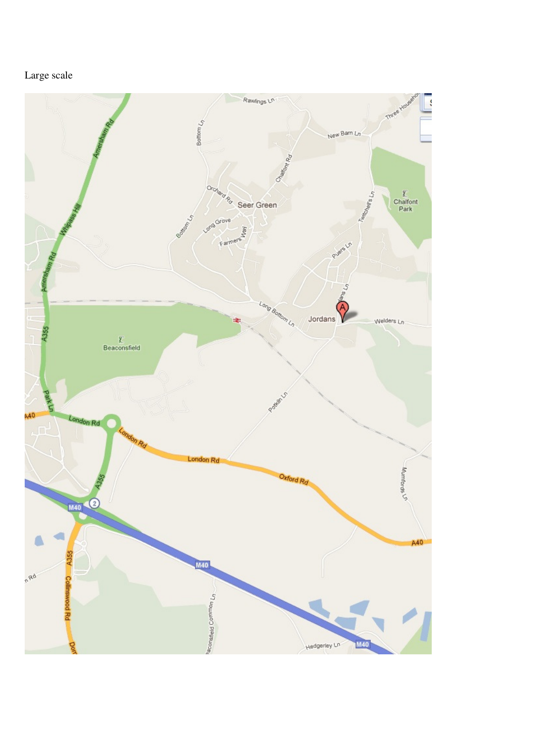Large scale

Rawlings Ln
Three Households
New Barn Ln
Bottom Ln
Chalfont Rd
Orchard Rd
Seer Green
Amersham Rd
Long Grove
Bottom Ln
Farmers Way
Twitchell's Ln
Chalfont Park
Whielpass Hill
Puers Ln
Amersham Rd
Long Bottom Ln
Jordans
Welders Ln
A355
Beaconsfield
Potkiln Ln
Park Ln
A40
London Rd
London Rd
London Rd
Oxford Rd
A355
Mumfords Ln
M40
2
A40
A355
M40
Collinswood Rd
Beaconsfield Common Ln
Hedgerley Ln
M40